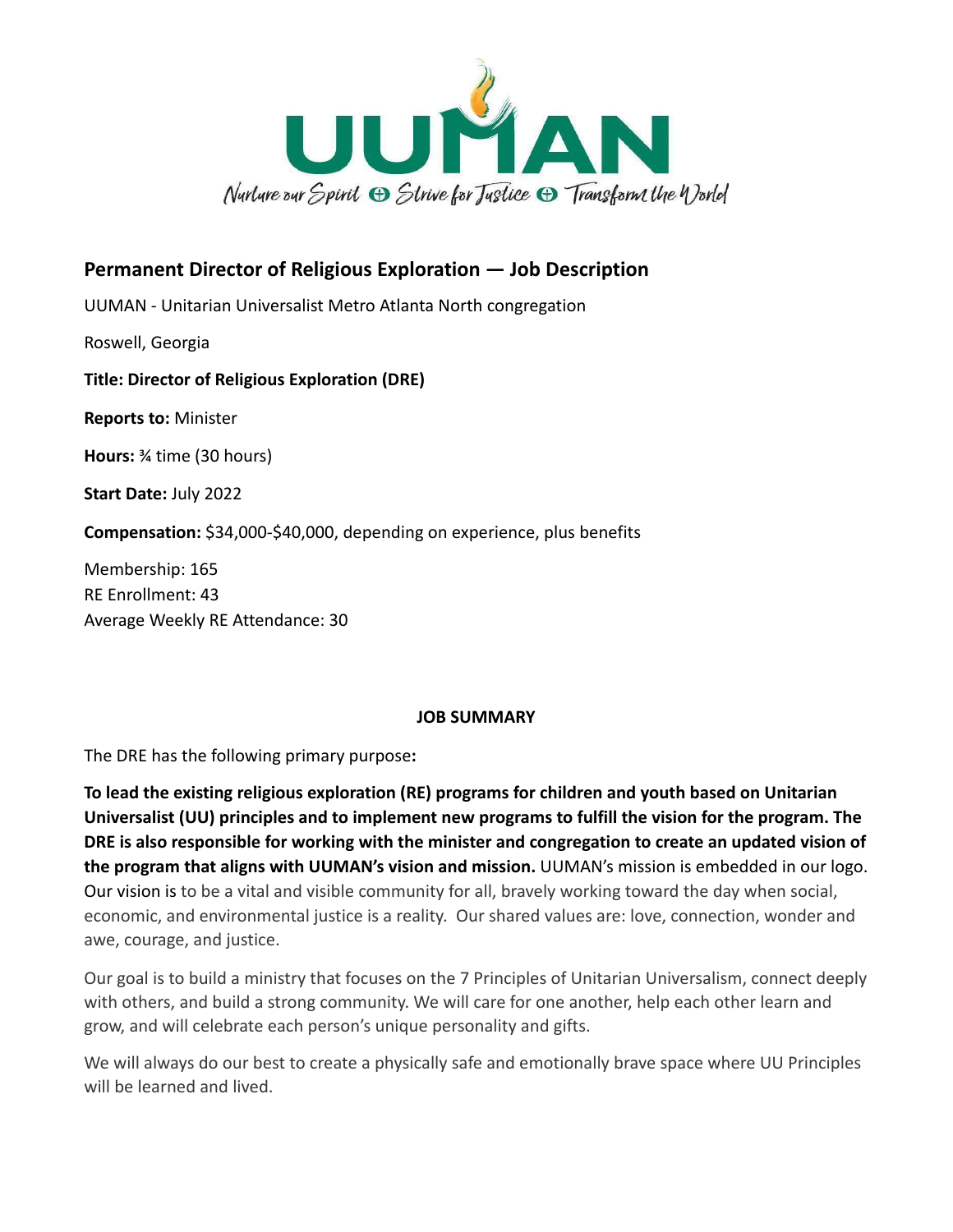UUMAN

Nurture our Spirit ⊕ Strive for Justice ⊕ Transform the World

## Permanent Director of Religious Exploration — Job Description

UUMAN - Unitarian Universalist Metro Atlanta North congregation

Roswell, Georgia

**Title: Director of Religious Exploration (DRE)**

**Reports to:** Minister

**Hours:** ¾ time (30 hours)

**Start Date:** July 2022

**Compensation:** $34,000-$40,000, depending on experience, plus benefits

Membership: 165
RE Enrollment: 43
Average Weekly RE Attendance: 30

**JOB SUMMARY**

The DRE has the following primary purpose**:**

**To lead the existing religious exploration (RE) programs for children and youth based on Unitarian Universalist (UU) principles and to implement new programs to fulfill the vision for the program. The DRE is also responsible for working with the minister and congregation to create an updated vision of the program that aligns with UUMAN's vision and mission.** UUMAN's mission is embedded in our logo. Our vision is to be a vital and visible community for all, bravely working toward the day when social, economic, and environmental justice is a reality. Our shared values are: love, connection, wonder and awe, courage, and justice.

Our goal is to build a ministry that focuses on the 7 Principles of Unitarian Universalism, connect deeply with others, and build a strong community. We will care for one another, help each other learn and grow, and will celebrate each person's unique personality and gifts.

We will always do our best to create a physically safe and emotionally brave space where UU Principles will be learned and lived.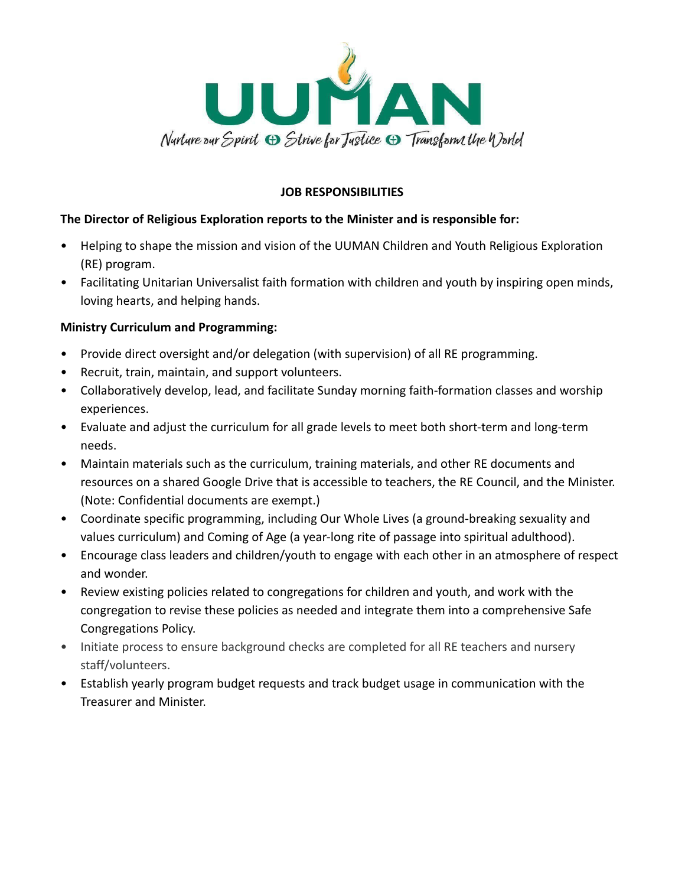**UUMAN**

*Nurture our Spirit ⊕ Strive for Justice ⊕ Transform the World*

**JOB RESPONSIBILITIES**

**The Director of Religious Exploration reports to the Minister and is responsible for:**

- Helping to shape the mission and vision of the UUMAN Children and Youth Religious Exploration (RE) program.
- Facilitating Unitarian Universalist faith formation with children and youth by inspiring open minds, loving hearts, and helping hands.

**Ministry Curriculum and Programming:**

- Provide direct oversight and/or delegation (with supervision) of all RE programming.
- Recruit, train, maintain, and support volunteers.
- Collaboratively develop, lead, and facilitate Sunday morning faith-formation classes and worship experiences.
- Evaluate and adjust the curriculum for all grade levels to meet both short-term and long-term needs.
- Maintain materials such as the curriculum, training materials, and other RE documents and resources on a shared Google Drive that is accessible to teachers, the RE Council, and the Minister. (Note: Confidential documents are exempt.)
- Coordinate specific programming, including Our Whole Lives (a ground-breaking sexuality and values curriculum) and Coming of Age (a year-long rite of passage into spiritual adulthood).
- Encourage class leaders and children/youth to engage with each other in an atmosphere of respect and wonder.
- Review existing policies related to congregations for children and youth, and work with the congregation to revise these policies as needed and integrate them into a comprehensive Safe Congregations Policy.
- Initiate process to ensure background checks are completed for all RE teachers and nursery staff/volunteers.
- Establish yearly program budget requests and track budget usage in communication with the Treasurer and Minister.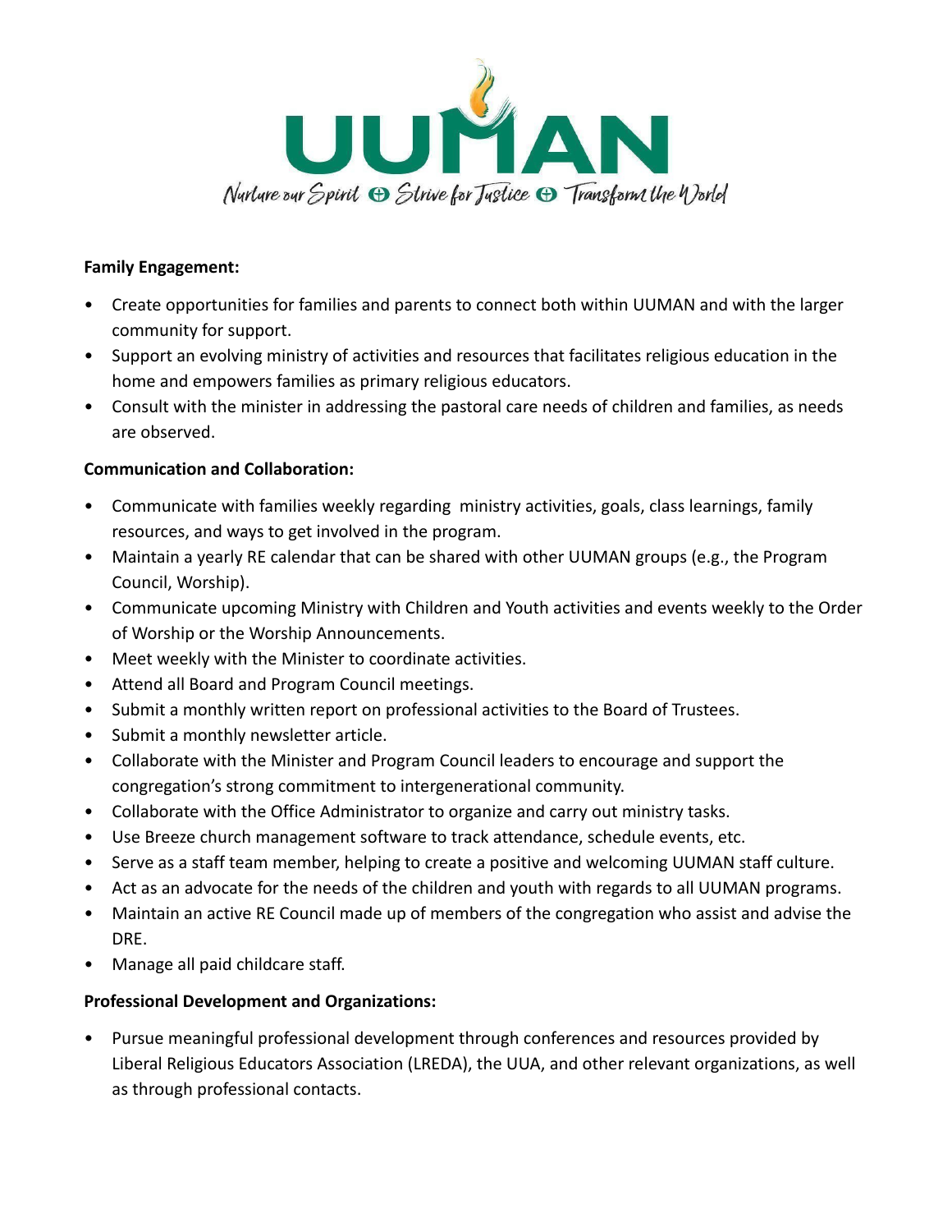**Family Engagement:**

- Create opportunities for families and parents to connect both within UUMAN and with the larger community for support.
- Support an evolving ministry of activities and resources that facilitates religious education in the home and empowers families as primary religious educators.
- Consult with the minister in addressing the pastoral care needs of children and families, as needs are observed.

**Communication and Collaboration:**

- Communicate with families weekly regarding ministry activities, goals, class learnings, family resources, and ways to get involved in the program.
- Maintain a yearly RE calendar that can be shared with other UUMAN groups (e.g., the Program Council, Worship).
- Communicate upcoming Ministry with Children and Youth activities and events weekly to the Order of Worship or the Worship Announcements.
- Meet weekly with the Minister to coordinate activities.
- Attend all Board and Program Council meetings.
- Submit a monthly written report on professional activities to the Board of Trustees.
- Submit a monthly newsletter article.
- Collaborate with the Minister and Program Council leaders to encourage and support the congregation's strong commitment to intergenerational community.
- Collaborate with the Office Administrator to organize and carry out ministry tasks.
- Use Breeze church management software to track attendance, schedule events, etc.
- Serve as a staff team member, helping to create a positive and welcoming UUMAN staff culture.
- Act as an advocate for the needs of the children and youth with regards to all UUMAN programs.
- Maintain an active RE Council made up of members of the congregation who assist and advise the DRE.
- Manage all paid childcare staff.

**Professional Development and Organizations:**

- Pursue meaningful professional development through conferences and resources provided by Liberal Religious Educators Association (LREDA), the UUA, and other relevant organizations, as well as through professional contacts.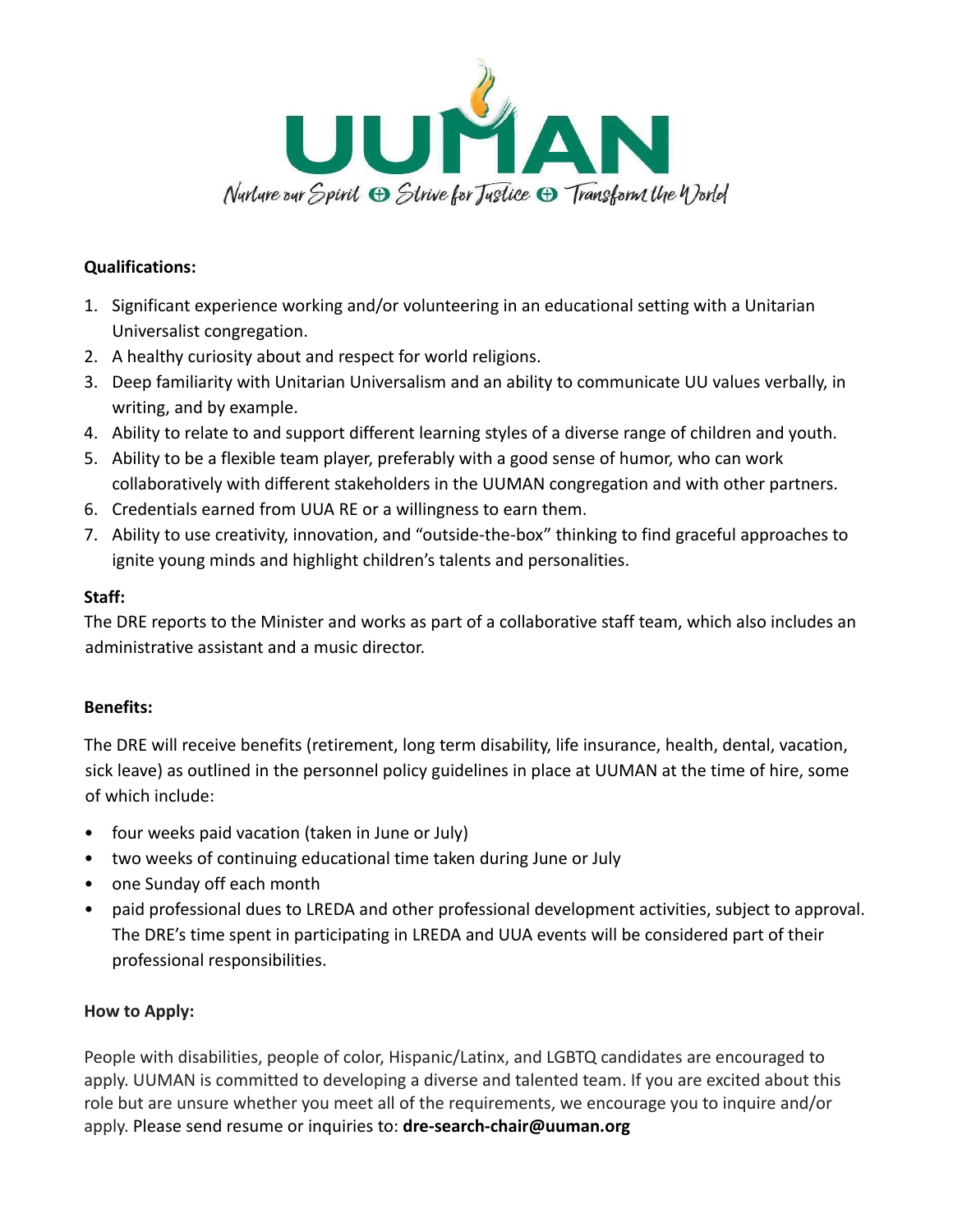UUMAN

Nurture our Spirit ⊕ Strive for Justice ⊕ Transform the World

**Qualifications:**

1. Significant experience working and/or volunteering in an educational setting with a Unitarian Universalist congregation.
2. A healthy curiosity about and respect for world religions.
3. Deep familiarity with Unitarian Universalism and an ability to communicate UU values verbally, in writing, and by example.
4. Ability to relate to and support different learning styles of a diverse range of children and youth.
5. Ability to be a flexible team player, preferably with a good sense of humor, who can work collaboratively with different stakeholders in the UUMAN congregation and with other partners.
6. Credentials earned from UUA RE or a willingness to earn them.
7. Ability to use creativity, innovation, and "outside-the-box" thinking to find graceful approaches to ignite young minds and highlight children's talents and personalities.

**Staff:**

The DRE reports to the Minister and works as part of a collaborative staff team, which also includes an administrative assistant and a music director.

**Benefits:**

The DRE will receive benefits (retirement, long term disability, life insurance, health, dental, vacation, sick leave) as outlined in the personnel policy guidelines in place at UUMAN at the time of hire, some of which include:

- four weeks paid vacation (taken in June or July)
- two weeks of continuing educational time taken during June or July
- one Sunday off each month
- paid professional dues to LREDA and other professional development activities, subject to approval. The DRE's time spent in participating in LREDA and UUA events will be considered part of their professional responsibilities.

**How to Apply:**

People with disabilities, people of color, Hispanic/Latinx, and LGBTQ candidates are encouraged to apply. UUMAN is committed to developing a diverse and talented team. If you are excited about this role but are unsure whether you meet all of the requirements, we encourage you to inquire and/or apply. Please send resume or inquiries to: **dre-search-chair@uuman.org**